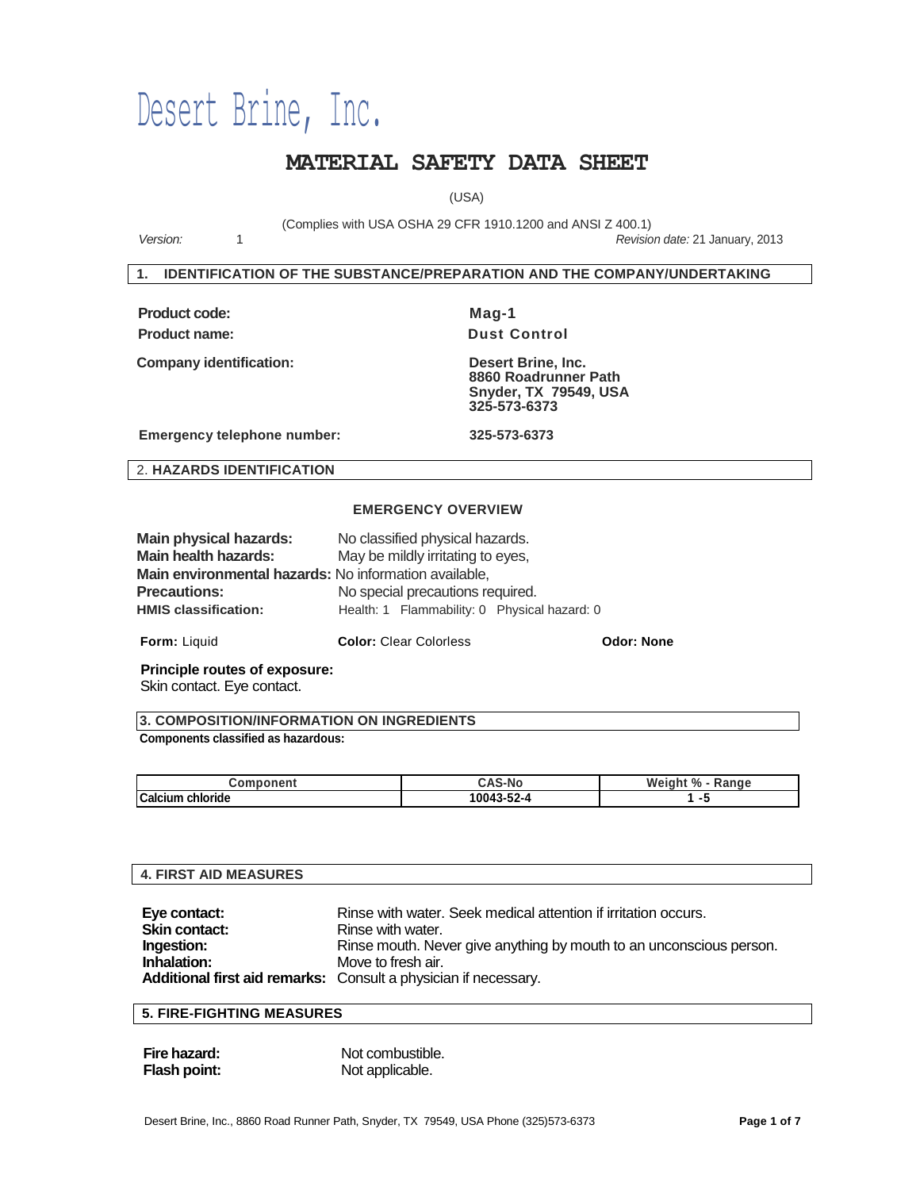# Desert Brine, Inc.

## MATERIAL SAFETY DATA SHEET

(USA)

(Complies with USA OSHA 29 CFR 1910.1200 and ANSI Z 400.1)

*Version:* 1 *Revision date:* 21 January, 2013

### 1. IDENTIFICATION OF THE SUBSTANCE/PREPARATION AND THE COMPANY/UNDERTAKING

**Product code:** **Mag-1**

**Product name:** **Dust Control**

**Company identification:** **Desert Brine, Inc.**
**8860 Roadrunner Path**
**Snyder, TX 79549, USA**
**325-573-6373**

**Emergency telephone number:** **325-573-6373**

### 2. HAZARDS IDENTIFICATION

**EMERGENCY OVERVIEW**

**Main physical hazards:** No classified physical hazards.
**Main health hazards:** May be mildly irritating to eyes,
**Main environmental hazards:** No information available,
**Precautions:** No special precautions required.
**HMIS classification:** Health: 1 Flammability: 0 Physical hazard: 0

**Form:** Liquid **Color:** Clear Colorless **Odor: None**

**Principle routes of exposure:**
Skin contact. Eye contact.

### 3. COMPOSITION/INFORMATION ON INGREDIENTS

**Components classified as hazardous:**

| Component | CAS-No | Weight % - Range |
|---|---|---|
| Calcium chloride | 10043-52-4 | 1 -5 |

### 4. FIRST AID MEASURES

**Eye contact:** Rinse with water. Seek medical attention if irritation occurs.
**Skin contact:** Rinse with water.
**Ingestion:** Rinse mouth. Never give anything by mouth to an unconscious person.
**Inhalation:** Move to fresh air.
**Additional first aid remarks:** Consult a physician if necessary.

### 5. FIRE-FIGHTING MEASURES

**Fire hazard:** Not combustible.
**Flash point:** Not applicable.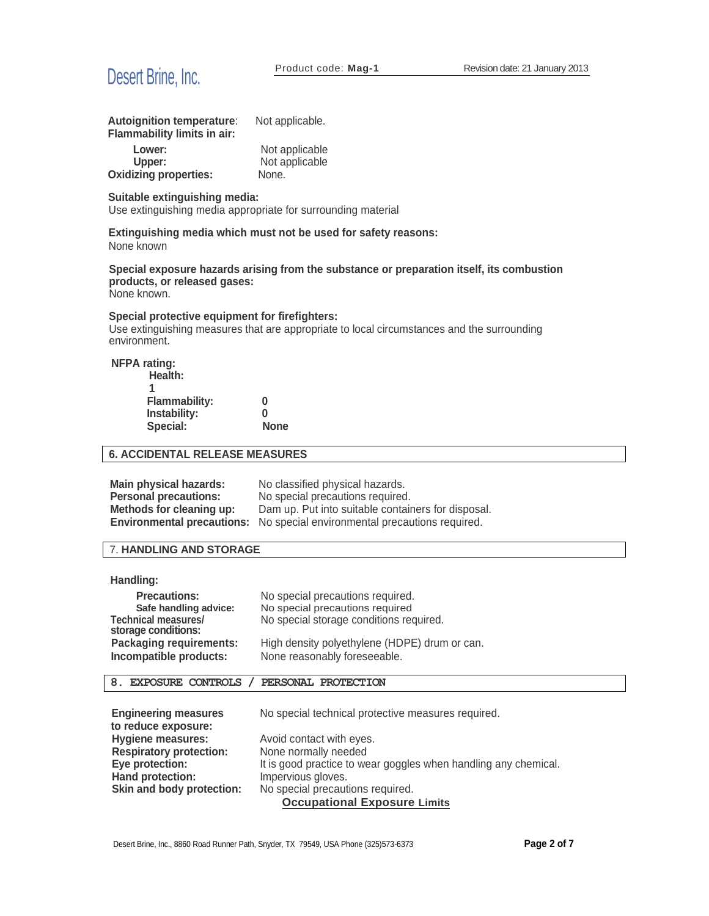**Autoignition temperature**: Not applicable.
**Flammability limits in air:**

| | |
|---|---|
| **Lower:** | Not applicable |
| **Upper:** | Not applicable |
| **Oxidizing properties:** | None. |

**Suitable extinguishing media:**
Use extinguishing media appropriate for surrounding material

**Extinguishing media which must not be used for safety reasons:**
None known

**Special exposure hazards arising from the substance or preparation itself, its combustion products, or released gases:**
None known.

**Special protective equipment for firefighters:**
Use extinguishing measures that are appropriate to local circumstances and the surrounding environment.

**NFPA rating:**

| | |
|---|---|
| **Health:** | **1** |
| **Flammability:** | **0** |
| **Instability:** | **0** |
| **Special:** | **None** |

## 6. ACCIDENTAL RELEASE MEASURES

| | |
|---|---|
| **Main physical hazards:** | No classified physical hazards. |
| **Personal precautions:** | No special precautions required. |
| **Methods for cleaning up:** | Dam up. Put into suitable containers for disposal. |
| **Environmental precautions:** | No special environmental precautions required. |

## 7. HANDLING AND STORAGE

**Handling:**

| | |
|---|---|
| **Precautions:** | No special precautions required. |
| **Safe handling advice:** | No special precautions required |
| **Technical measures/ storage conditions:** | No special storage conditions required. |
| **Packaging requirements:** | High density polyethylene (HDPE) drum or can. |
| **Incompatible products:** | None reasonably foreseeable. |

## 8. EXPOSURE CONTROLS / PERSONAL PROTECTION

| | |
|---|---|
| **Engineering measures to reduce exposure:** | No special technical protective measures required. |
| **Hygiene measures:** | Avoid contact with eyes. |
| **Respiratory protection:** | None normally needed |
| **Eye protection:** | It is good practice to wear goggles when handling any chemical. |
| **Hand protection:** | Impervious gloves. |
| **Skin and body protection:** | No special precautions required. |

**Occupational Exposure Limits**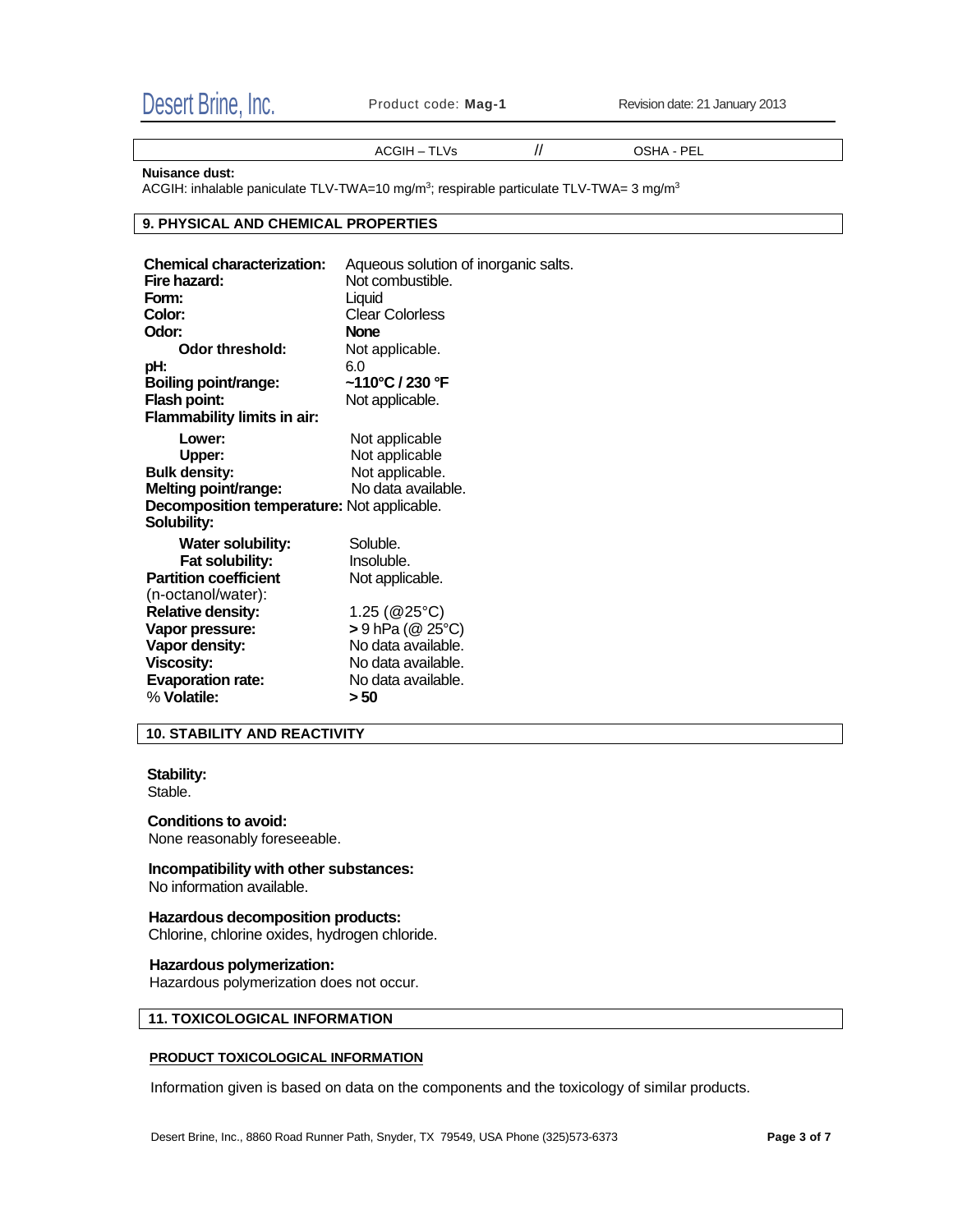| ACGIH – TLVs | // | OSHA - PEL |
|---|---|---|

**Nuisance dust:**
ACGIH: inhalable paniculate TLV-TWA=10 mg/m$^3$; respirable particulate TLV-TWA= 3 mg/m$^3$

## 9. PHYSICAL AND CHEMICAL PROPERTIES

| | |
|---|---|
| **Chemical characterization:** | Aqueous solution of inorganic salts. |
| **Fire hazard:** | Not combustible. |
| **Form:** | Liquid |
| **Color:** | Clear Colorless |
| **Odor:** | **None** |
| **Odor threshold:** | Not applicable. |
| **pH:** | 6.0 |
| **Boiling point/range:** | **~110°C / 230 °F** |
| **Flash point:** | Not applicable. |
| **Flammability limits in air:** | |
| **Lower:** | Not applicable |
| **Upper:** | Not applicable |
| **Bulk density:** | Not applicable. |
| **Melting point/range:** | No data available. |
| **Decomposition temperature:** | Not applicable. |
| **Solubility:** | |
| **Water solubility:** | Soluble. |
| **Fat solubility:** | Insoluble. |
| **Partition coefficient** (n-octanol/water): | Not applicable. |
| **Relative density:** | 1.25 (@25°C) |
| **Vapor pressure:** | **>** 9 hPa (@ 25°C) |
| **Vapor density:** | No data available. |
| **Viscosity:** | No data available. |
| **Evaporation rate:** | No data available. |
| % **Volatile:** | **> 50** |

## 10. STABILITY AND REACTIVITY

**Stability:**
Stable.

**Conditions to avoid:**
None reasonably foreseeable.

**Incompatibility with other substances:**
No information available.

**Hazardous decomposition products:**
Chlorine, chlorine oxides, hydrogen chloride.

**Hazardous polymerization:**
Hazardous polymerization does not occur.

## 11. TOXICOLOGICAL INFORMATION

**PRODUCT TOXICOLOGICAL INFORMATION**

Information given is based on data on the components and the toxicology of similar products.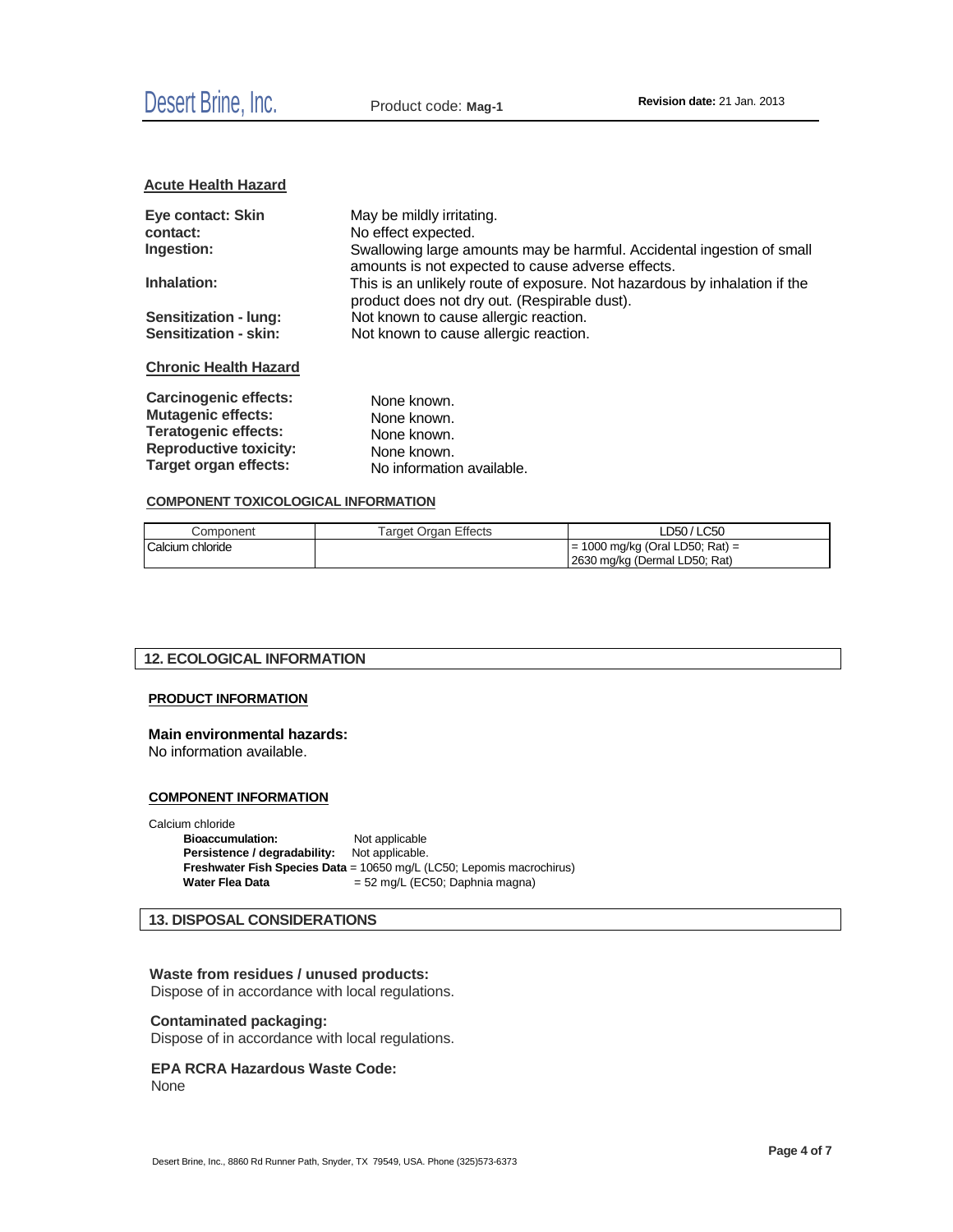### Acute Health Hazard

**Eye contact: Skin contact:** May be mildly irritating. No effect expected.

**Ingestion:** Swallowing large amounts may be harmful. Accidental ingestion of small amounts is not expected to cause adverse effects.

**Inhalation:** This is an unlikely route of exposure. Not hazardous by inhalation if the product does not dry out. (Respirable dust).

**Sensitization - lung:** Not known to cause allergic reaction.

**Sensitization - skin:** Not known to cause allergic reaction.

### Chronic Health Hazard

**Carcinogenic effects:** None known.

**Mutagenic effects:** None known.

**Teratogenic effects:** None known.

**Reproductive toxicity:** None known.

**Target organ effects:** No information available.

#### COMPONENT TOXICOLOGICAL INFORMATION

| Component | Target Organ Effects | LD50 / LC50 |
|---|---|---|
| Calcium chloride | | = 1000 mg/kg (Oral LD50; Rat) = 2630 mg/kg (Dermal LD50; Rat) |

## 12. ECOLOGICAL INFORMATION

#### PRODUCT INFORMATION

**Main environmental hazards:**
No information available.

#### COMPONENT INFORMATION

Calcium chloride

**Bioaccumulation:** Not applicable

**Persistence / degradability:** Not applicable.

**Freshwater Fish Species Data** = 10650 mg/L (LC50; Lepomis macrochirus)

**Water Flea Data** = 52 mg/L (EC50; Daphnia magna)

## 13. DISPOSAL CONSIDERATIONS

**Waste from residues / unused products:**
Dispose of in accordance with local regulations.

**Contaminated packaging:**
Dispose of in accordance with local regulations.

**EPA RCRA Hazardous Waste Code:**
None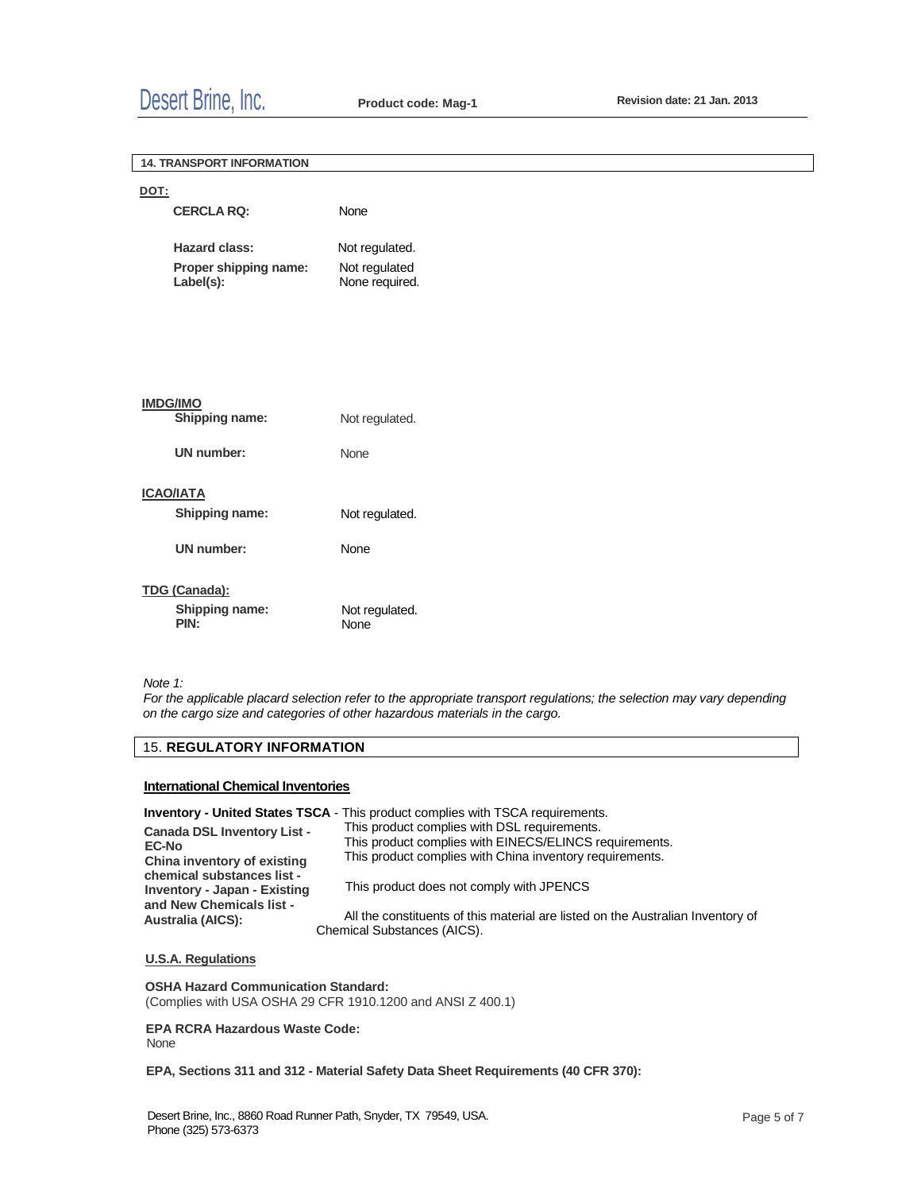## 14. TRANSPORT INFORMATION

**DOT:**

**CERCLA RQ:** None

**Hazard class:** Not regulated.

**Proper shipping name:** Not regulated

**Label(s):** None required.

**IMDG/IMO**

**Shipping name:** Not regulated.

**UN number:** None

**ICAO/IATA**

**Shipping name:** Not regulated.

**UN number:** None

**TDG (Canada):**

**Shipping name:** Not regulated.

**PIN:** None

*Note 1:*
*For the applicable placard selection refer to the appropriate transport regulations; the selection may vary depending on the cargo size and categories of other hazardous materials in the cargo.*

## 15. REGULATORY INFORMATION

**International Chemical Inventories**

**Inventory - United States TSCA** - This product complies with TSCA requirements.

**Canada DSL Inventory List -** This product complies with DSL requirements.

**EC-No** This product complies with EINECS/ELINCS requirements.

**China inventory of existing chemical substances list -** This product complies with China inventory requirements.

**Inventory - Japan - Existing and New Chemicals list -** This product does not comply with JPENCS

**Australia (AICS):** All the constituents of this material are listed on the Australian Inventory of Chemical Substances (AICS).

**U.S.A. Regulations**

**OSHA Hazard Communication Standard:**
(Complies with USA OSHA 29 CFR 1910.1200 and ANSI Z 400.1)

**EPA RCRA Hazardous Waste Code:**
None

**EPA, Sections 311 and 312 - Material Safety Data Sheet Requirements (40 CFR 370):**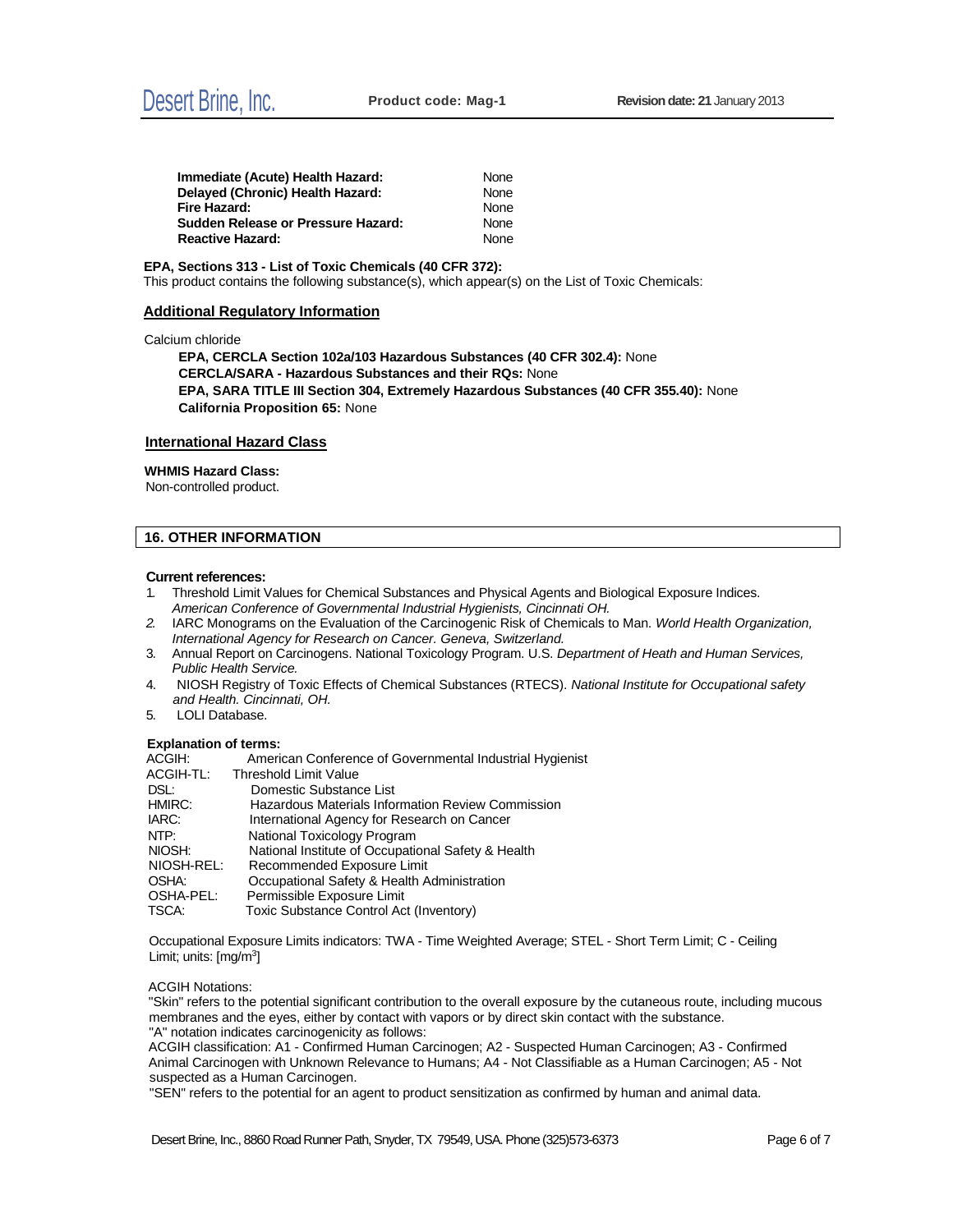| | |
|---|---|
| **Immediate (Acute) Health Hazard:** | None |
| **Delayed (Chronic) Health Hazard:** | None |
| **Fire Hazard:** | None |
| **Sudden Release or Pressure Hazard:** | None |
| **Reactive Hazard:** | None |

**EPA, Sections 313 - List of Toxic Chemicals (40 CFR 372):**
This product contains the following substance(s), which appear(s) on the List of Toxic Chemicals:

### Additional Regulatory Information

Calcium chloride

**EPA, CERCLA Section 102a/103 Hazardous Substances (40 CFR 302.4):** None
**CERCLA/SARA - Hazardous Substances and their RQs:** None
**EPA, SARA TITLE III Section 304, Extremely Hazardous Substances (40 CFR 355.40):** None
**California Proposition 65:** None

### International Hazard Class

**WHMIS Hazard Class:**
Non-controlled product.

## 16. OTHER INFORMATION

**Current references:**

1. Threshold Limit Values for Chemical Substances and Physical Agents and Biological Exposure Indices. *American Conference of Governmental Industrial Hygienists, Cincinnati OH.*
2. IARC Monograms on the Evaluation of the Carcinogenic Risk of Chemicals to Man. *World Health Organization, International Agency for Research on Cancer. Geneva, Switzerland.*
3. Annual Report on Carcinogens. National Toxicology Program. U.S. *Department of Heath and Human Services, Public Health Service.*
4. NIOSH Registry of Toxic Effects of Chemical Substances (RTECS). *National Institute for Occupational safety and Health. Cincinnati, OH.*
5. LOLI Database.

**Explanation of terms:**

| | |
|---|---|
| ACGIH: | American Conference of Governmental Industrial Hygienist |
| ACGIH-TL: | Threshold Limit Value |
| DSL: | Domestic Substance List |
| HMIRC: | Hazardous Materials Information Review Commission |
| IARC: | International Agency for Research on Cancer |
| NTP: | National Toxicology Program |
| NIOSH: | National Institute of Occupational Safety & Health |
| NIOSH-REL: | Recommended Exposure Limit |
| OSHA: | Occupational Safety & Health Administration |
| OSHA-PEL: | Permissible Exposure Limit |
| TSCA: | Toxic Substance Control Act (Inventory) |

Occupational Exposure Limits indicators: TWA - Time Weighted Average; STEL - Short Term Limit; C - Ceiling Limit; units: [$mg/m^3$]

ACGIH Notations:
"Skin" refers to the potential significant contribution to the overall exposure by the cutaneous route, including mucous membranes and the eyes, either by contact with vapors or by direct skin contact with the substance.
"A" notation indicates carcinogenicity as follows:
ACGIH classification: A1 - Confirmed Human Carcinogen; A2 - Suspected Human Carcinogen; A3 - Confirmed Animal Carcinogen with Unknown Relevance to Humans; A4 - Not Classifiable as a Human Carcinogen; A5 - Not suspected as a Human Carcinogen.
"SEN" refers to the potential for an agent to product sensitization as confirmed by human and animal data.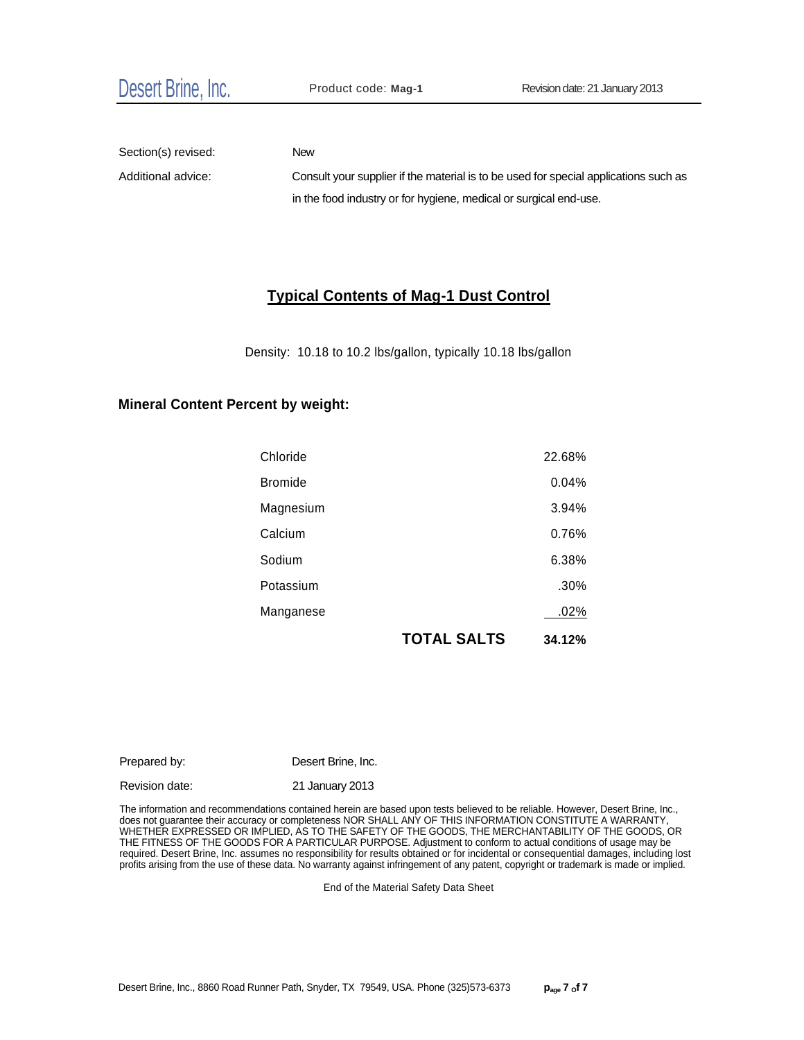| | |
|---|---|
| Section(s) revised: | New |
| Additional advice: | Consult your supplier if the material is to be used for special applications such as in the food industry or for hygiene, medical or surgical end-use. |

## Typical Contents of Mag-1 Dust Control

Density: 10.18 to 10.2 lbs/gallon, typically 10.18 lbs/gallon

### Mineral Content Percent by weight:

| | |
|---|---|
| Chloride | 22.68% |
| Bromide | 0.04% |
| Magnesium | 3.94% |
| Calcium | 0.76% |
| Sodium | 6.38% |
| Potassium | .30% |
| Manganese | .02% |
| **TOTAL SALTS** | **34.12%** |

| | |
|---|---|
| Prepared by: | Desert Brine, Inc. |
| Revision date: | 21 January 2013 |

The information and recommendations contained herein are based upon tests believed to be reliable. However, Desert Brine, Inc., does not guarantee their accuracy or completeness NOR SHALL ANY OF THIS INFORMATION CONSTITUTE A WARRANTY, WHETHER EXPRESSED OR IMPLIED, AS TO THE SAFETY OF THE GOODS, THE MERCHANTABILITY OF THE GOODS, OR THE FITNESS OF THE GOODS FOR A PARTICULAR PURPOSE. Adjustment to conform to actual conditions of usage may be required. Desert Brine, Inc. assumes no responsibility for results obtained or for incidental or consequential damages, including lost profits arising from the use of these data. No warranty against infringement of any patent, copyright or trademark is made or implied.

End of the Material Safety Data Sheet